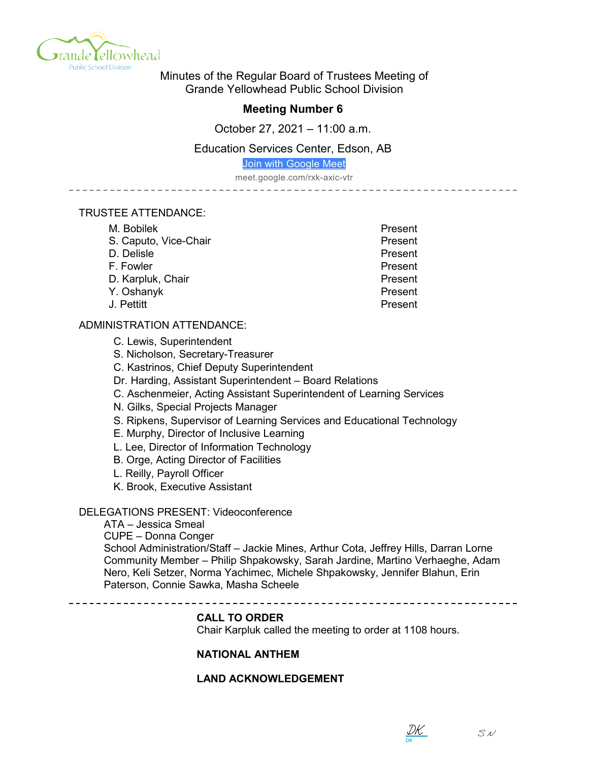Minutes of the Regular Board of Trustees Meeting of
Grande Yellowhead Public School Division

**Meeting Number 6**

October 27, 2021 – 11:00 a.m.

Education Services Center, Edson, AB

Join with Google Meet

meet.google.com/rxk-axic-vtr

TRUSTEE ATTENDANCE:

| | |
|---|---|
| M. Bobilek | Present |
| S. Caputo, Vice-Chair | Present |
| D. Delisle | Present |
| F. Fowler | Present |
| D. Karpluk, Chair | Present |
| Y. Oshanyk | Present |
| J. Pettitt | Present |

ADMINISTRATION ATTENDANCE:

C. Lewis, Superintendent
S. Nicholson, Secretary-Treasurer
C. Kastrinos, Chief Deputy Superintendent
Dr. Harding, Assistant Superintendent – Board Relations
C. Aschenmeier, Acting Assistant Superintendent of Learning Services
N. Gilks, Special Projects Manager
S. Ripkens, Supervisor of Learning Services and Educational Technology
E. Murphy, Director of Inclusive Learning
L. Lee, Director of Information Technology
B. Orge, Acting Director of Facilities
L. Reilly, Payroll Officer
K. Brook, Executive Assistant

DELEGATIONS PRESENT: Videoconference

ATA – Jessica Smeal
CUPE – Donna Conger
School Administration/Staff – Jackie Mines, Arthur Cota, Jeffrey Hills, Darran Lorne
Community Member – Philip Shpakowsky, Sarah Jardine, Martino Verhaeghe, Adam Nero, Keli Setzer, Norma Yachimec, Michele Shpakowsky, Jennifer Blahun, Erin Paterson, Connie Sawka, Masha Scheele

**CALL TO ORDER**

Chair Karpluk called the meeting to order at 1108 hours.

**NATIONAL ANTHEM**

**LAND ACKNOWLEDGEMENT**

DK SN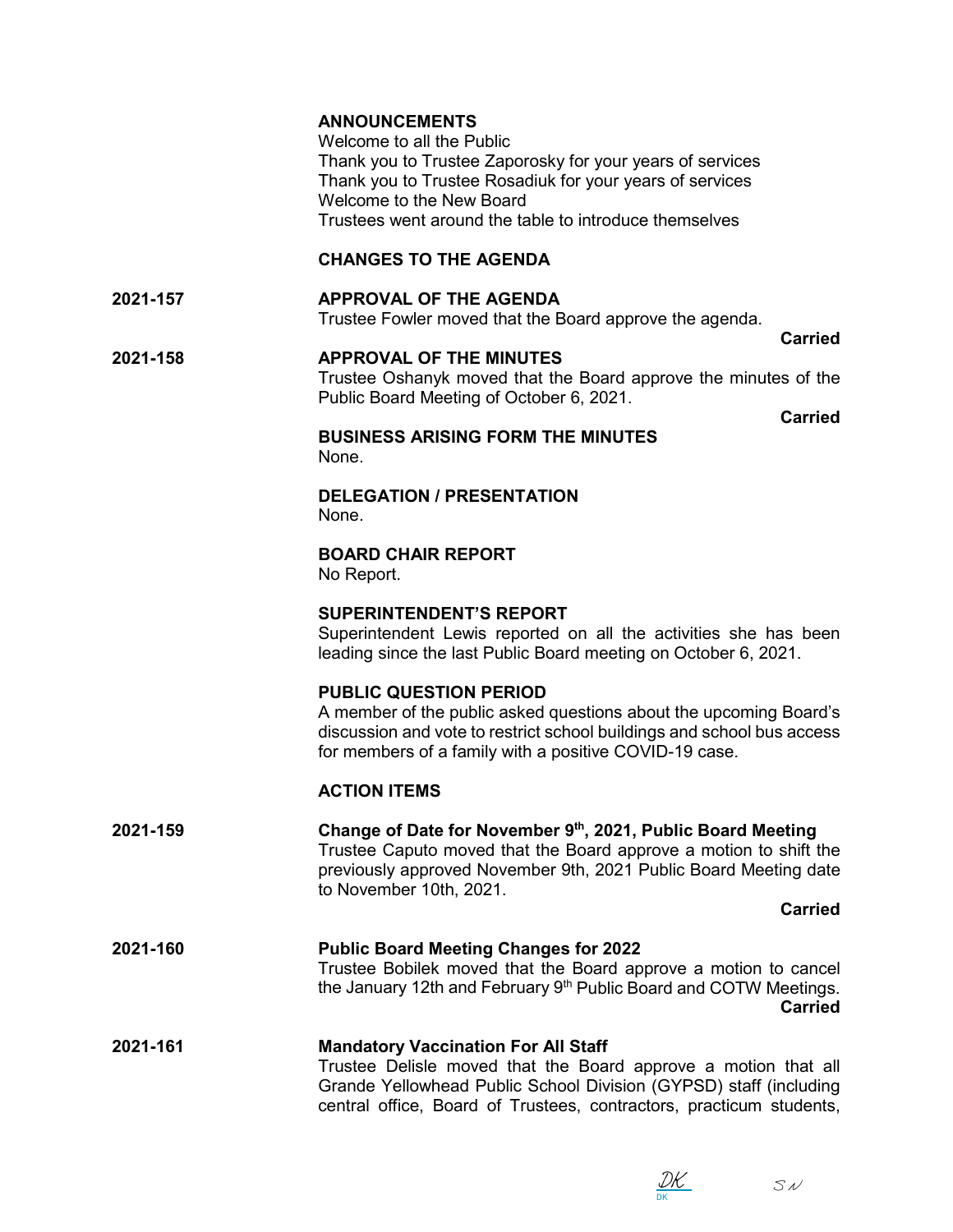**ANNOUNCEMENTS**
Welcome to all the Public
Thank you to Trustee Zaporosky for your years of services
Thank you to Trustee Rosadiuk for your years of services
Welcome to the New Board
Trustees went around the table to introduce themselves

**CHANGES TO THE AGENDA**

**2021-157** **APPROVAL OF THE AGENDA**
Trustee Fowler moved that the Board approve the agenda.

**Carried**

**2021-158** **APPROVAL OF THE MINUTES**
Trustee Oshanyk moved that the Board approve the minutes of the Public Board Meeting of October 6, 2021.

**Carried**

**BUSINESS ARISING FORM THE MINUTES**
None.

**DELEGATION / PRESENTATION**
None.

**BOARD CHAIR REPORT**
No Report.

**SUPERINTENDENT'S REPORT**
Superintendent Lewis reported on all the activities she has been leading since the last Public Board meeting on October 6, 2021.

**PUBLIC QUESTION PERIOD**
A member of the public asked questions about the upcoming Board's discussion and vote to restrict school buildings and school bus access for members of a family with a positive COVID-19 case.

**ACTION ITEMS**

**2021-159** **Change of Date for November 9th, 2021, Public Board Meeting**
Trustee Caputo moved that the Board approve a motion to shift the previously approved November 9th, 2021 Public Board Meeting date to November 10th, 2021.

**Carried**

**2021-160** **Public Board Meeting Changes for 2022**
Trustee Bobilek moved that the Board approve a motion to cancel the January 12th and February 9th Public Board and COTW Meetings.

**Carried**

**2021-161** **Mandatory Vaccination For All Staff**
Trustee Delisle moved that the Board approve a motion that all Grande Yellowhead Public School Division (GYPSD) staff (including central office, Board of Trustees, contractors, practicum students,

DK SN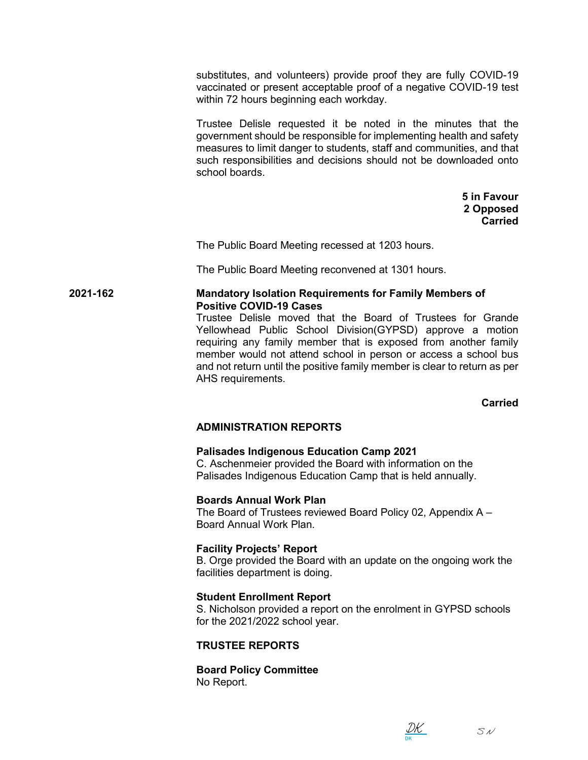substitutes, and volunteers) provide proof they are fully COVID-19 vaccinated or present acceptable proof of a negative COVID-19 test within 72 hours beginning each workday.

Trustee Delisle requested it be noted in the minutes that the government should be responsible for implementing health and safety measures to limit danger to students, staff and communities, and that such responsibilities and decisions should not be downloaded onto school boards.

**5 in Favour**
**2 Opposed**
**Carried**

The Public Board Meeting recessed at 1203 hours.

The Public Board Meeting reconvened at 1301 hours.

**2021-162** **Mandatory Isolation Requirements for Family Members of Positive COVID-19 Cases**

Trustee Delisle moved that the Board of Trustees for Grande Yellowhead Public School Division(GYPSD) approve a motion requiring any family member that is exposed from another family member would not attend school in person or access a school bus and not return until the positive family member is clear to return as per AHS requirements.

**Carried**

## ADMINISTRATION REPORTS

**Palisades Indigenous Education Camp 2021**
C. Aschenmeier provided the Board with information on the Palisades Indigenous Education Camp that is held annually.

**Boards Annual Work Plan**
The Board of Trustees reviewed Board Policy 02, Appendix A – Board Annual Work Plan.

**Facility Projects' Report**
B. Orge provided the Board with an update on the ongoing work the facilities department is doing.

**Student Enrollment Report**
S. Nicholson provided a report on the enrolment in GYPSD schools for the 2021/2022 school year.

## TRUSTEE REPORTS

**Board Policy Committee**
No Report.

DK SN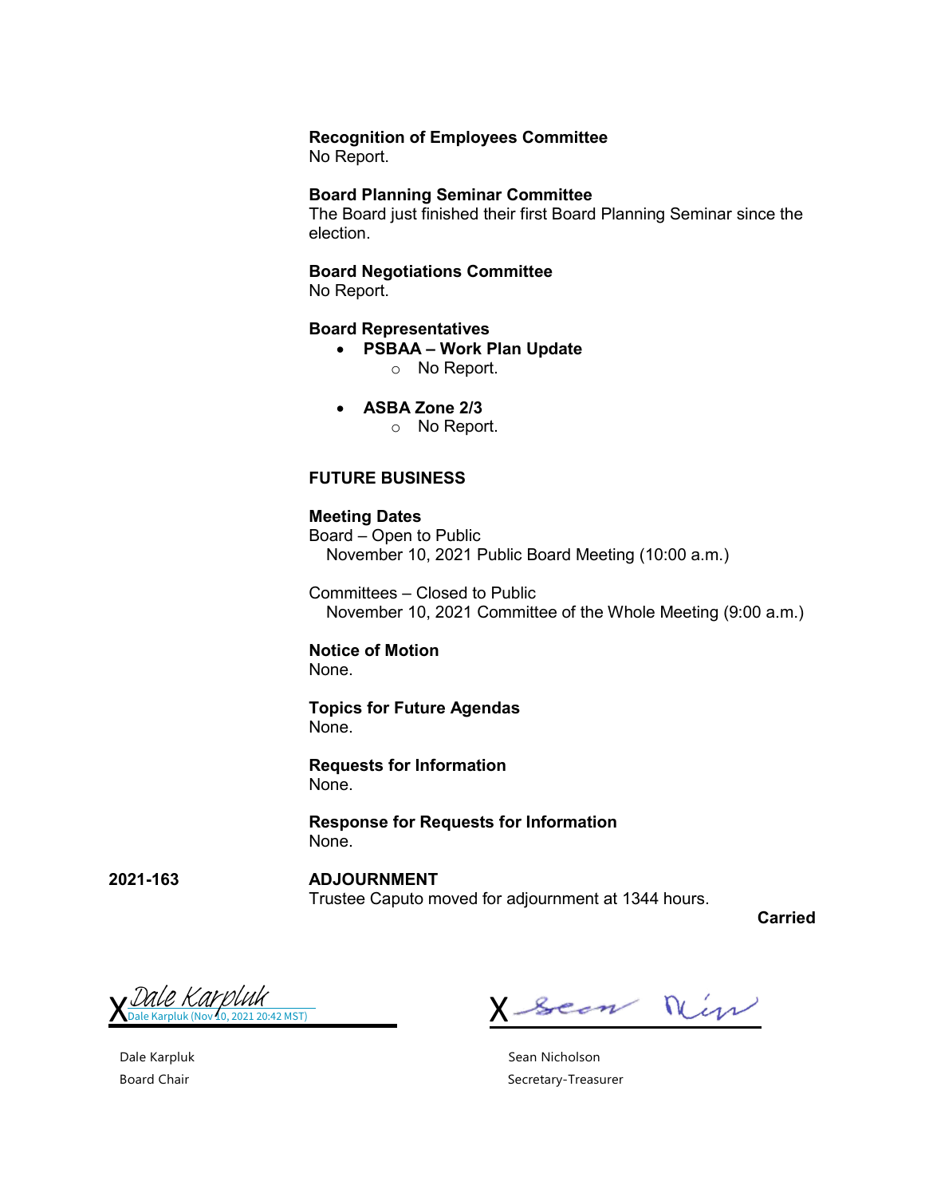**Recognition of Employees Committee**
No Report.

**Board Planning Seminar Committee**
The Board just finished their first Board Planning Seminar since the election.

**Board Negotiations Committee**
No Report.

**Board Representatives**

- **PSBAA – Work Plan Update**
  - No Report.
- **ASBA Zone 2/3**
  - No Report.

**FUTURE BUSINESS**

**Meeting Dates**
Board – Open to Public
November 10, 2021 Public Board Meeting (10:00 a.m.)

Committees – Closed to Public
November 10, 2021 Committee of the Whole Meeting (9:00 a.m.)

**Notice of Motion**
None.

**Topics for Future Agendas**
None.

**Requests for Information**
None.

**Response for Requests for Information**
None.

**2021-163** **ADJOURNMENT**
Trustee Caputo moved for adjournment at 1344 hours.

**Carried**

X *Dale Karpluk*
Dale Karpluk (Nov 10, 2021 20:42 MST)

Dale Karpluk
Board Chair

X *Sean Nicholson*

Sean Nicholson
Secretary-Treasurer